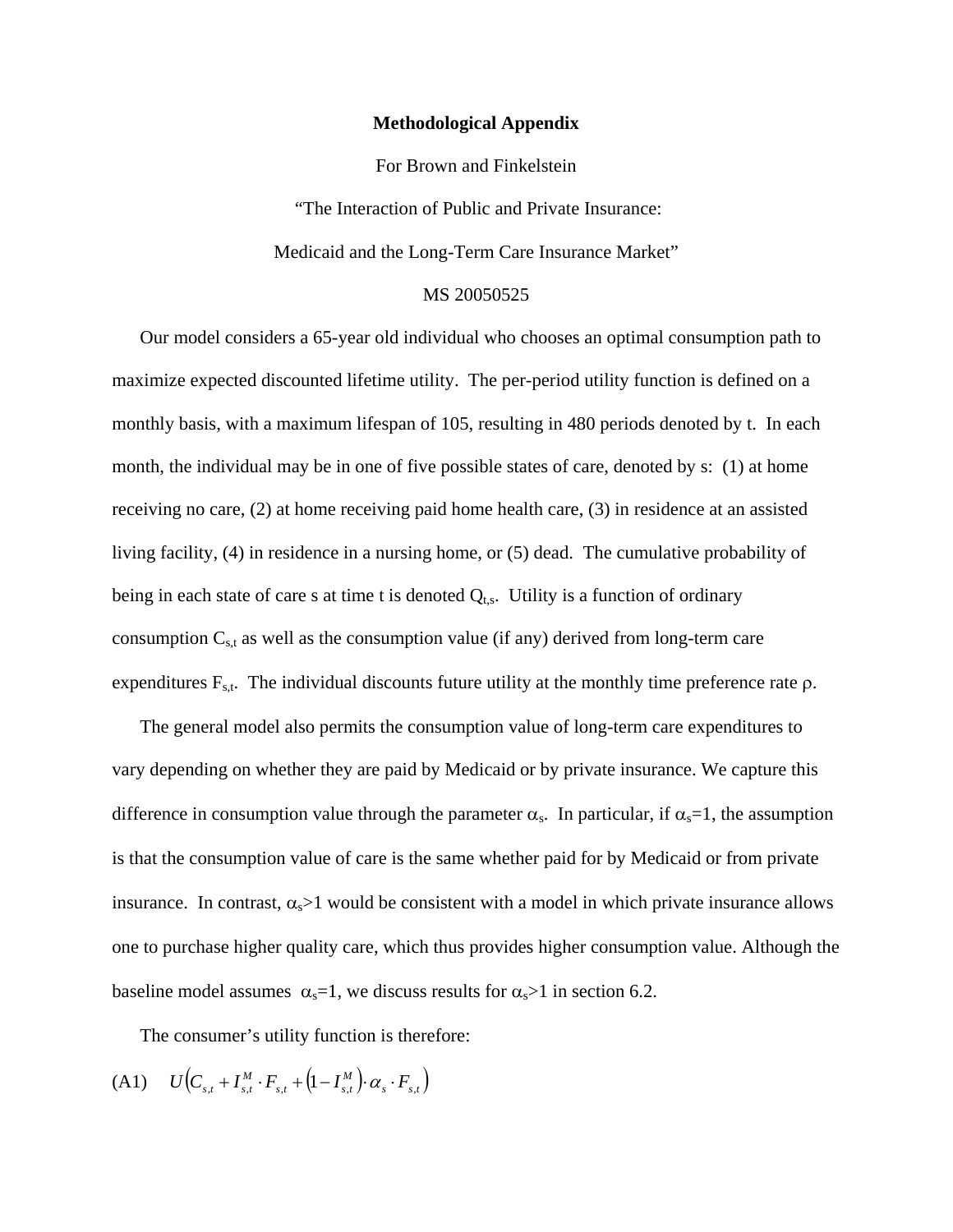# Methodological Appendix

For Brown and Finkelstein

"The Interaction of Public and Private Insurance:

Medicaid and the Long-Term Care Insurance Market"

MS 20050525

Our model considers a 65-year old individual who chooses an optimal consumption path to maximize expected discounted lifetime utility. The per-period utility function is defined on a monthly basis, with a maximum lifespan of 105, resulting in 480 periods denoted by t. In each month, the individual may be in one of five possible states of care, denoted by s: (1) at home receiving no care, (2) at home receiving paid home health care, (3) in residence at an assisted living facility, (4) in residence in a nursing home, or (5) dead. The cumulative probability of being in each state of care s at time t is denoted $Q_{t,s}$. Utility is a function of ordinary consumption $C_{s,t}$ as well as the consumption value (if any) derived from long-term care expenditures $F_{s,t}$. The individual discounts future utility at the monthly time preference rate $\rho$.

The general model also permits the consumption value of long-term care expenditures to vary depending on whether they are paid by Medicaid or by private insurance. We capture this difference in consumption value through the parameter $\alpha_s$. In particular, if $\alpha_s$=1, the assumption is that the consumption value of care is the same whether paid for by Medicaid or from private insurance. In contrast, $\alpha_s$>1 would be consistent with a model in which private insurance allows one to purchase higher quality care, which thus provides higher consumption value. Although the baseline model assumes $\alpha_s$=1, we discuss results for $\alpha_s$>1 in section 6.2.

The consumer's utility function is therefore:

$$\text{(A1)} \quad U\left(C_{s,t} + I^{M}_{s,t} \cdot F_{s,t} + \left(1 - I^{M}_{s,t}\right) \cdot \alpha_s \cdot F_{s,t}\right)$$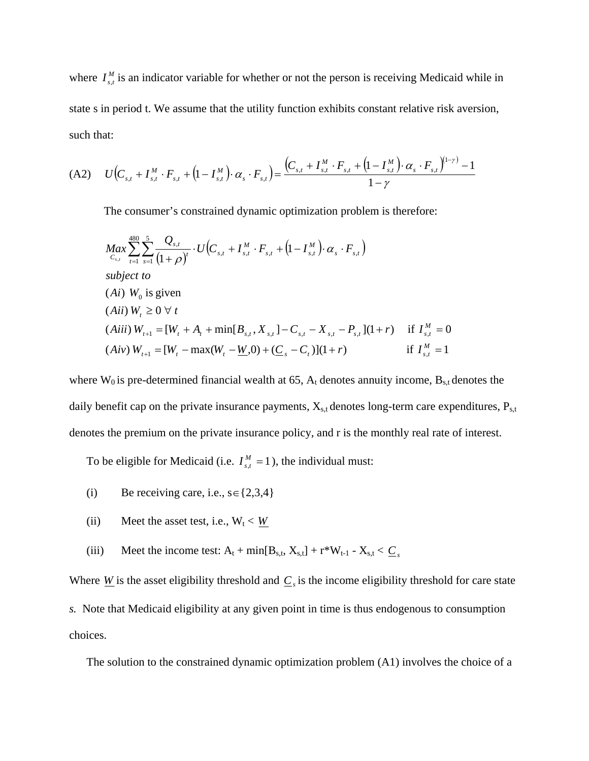where $I^M_{s,t}$ is an indicator variable for whether or not the person is receiving Medicaid while in state s in period t. We assume that the utility function exhibits constant relative risk aversion, such that:

$$\text{(A2)} \quad U\left(C_{s,t} + I^M_{s,t} \cdot F_{s,t} + \left(1 - I^M_{s,t}\right) \cdot \alpha_s \cdot F_{s,t}\right) = \frac{\left(C_{s,t} + I^M_{s,t} \cdot F_{s,t} + \left(1 - I^M_{s,t}\right) \cdot \alpha_s \cdot F_{s,t}\right)^{(1-\gamma)} - 1}{1-\gamma}$$

The consumer's constrained dynamic optimization problem is therefore:

$$\underset{C_{s,t}}{Max} \sum_{t=1}^{480} \sum_{s=1}^{5} \frac{Q_{s,t}}{(1+\rho)^t} \cdot U\left(C_{s,t} + I^M_{s,t} \cdot F_{s,t} + \left(1 - I^M_{s,t}\right) \cdot \alpha_s \cdot F_{s,t}\right)$$

*subject to*

$(Ai)$ $W_0$ is given

$(Aii)$ $W_t \geq 0 \ \forall \ t$

$(Aiii)$ $W_{t+1} = [W_t + A_t + \min[B_{s,t}, X_{s,t}] - C_{s,t} - X_{s,t} - P_{s,t}](1+r) \quad \text{if } I^M_{s,t} = 0$

$(Aiv)$ $W_{t+1} = [W_t - \max(W_t - \underline{W}, 0) + (\underline{C}_s - C_t)](1+r) \quad \text{if } I^M_{s,t} = 1$

where $W_0$ is pre-determined financial wealth at 65, $A_t$ denotes annuity income, $B_{s,t}$ denotes the daily benefit cap on the private insurance payments, $X_{s,t}$ denotes long-term care expenditures, $P_{s,t}$ denotes the premium on the private insurance policy, and r is the monthly real rate of interest.

To be eligible for Medicaid (i.e. $I^M_{s,t} = 1$), the individual must:

(i) Be receiving care, i.e., $s \in \{2,3,4\}$

(ii) Meet the asset test, i.e., $W_t < \underline{W}$

(iii) Meet the income test: $A_t + \min[B_{s,t}, X_{s,t}] + r^*W_{t-1} - X_{s,t} < \underline{C}_s$

Where $\underline{W}$ is the asset eligibility threshold and $\underline{C}_s$ is the income eligibility threshold for care state *s*. Note that Medicaid eligibility at any given point in time is thus endogenous to consumption choices.

The solution to the constrained dynamic optimization problem (A1) involves the choice of a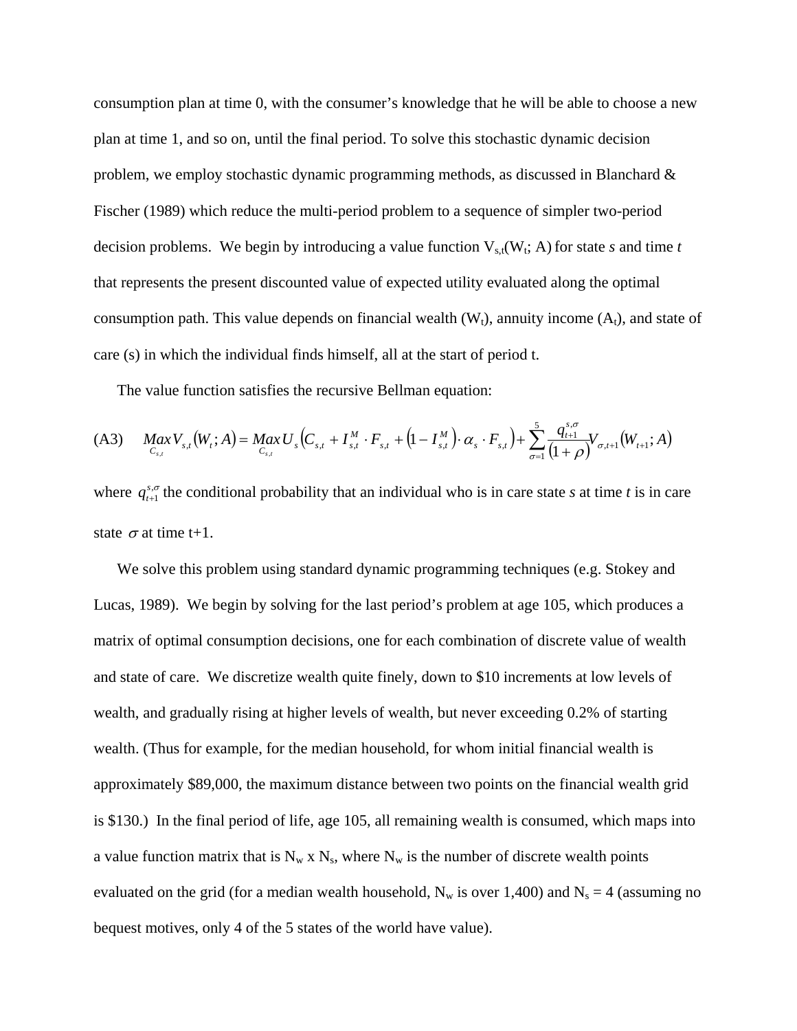consumption plan at time 0, with the consumer's knowledge that he will be able to choose a new plan at time 1, and so on, until the final period. To solve this stochastic dynamic decision problem, we employ stochastic dynamic programming methods, as discussed in Blanchard & Fischer (1989) which reduce the multi-period problem to a sequence of simpler two-period decision problems. We begin by introducing a value function $V_{s,t}(W_t; A)$ for state *s* and time *t* that represents the present discounted value of expected utility evaluated along the optimal consumption path. This value depends on financial wealth ($W_t$), annuity income ($A_t$), and state of care (s) in which the individual finds himself, all at the start of period t.

The value function satisfies the recursive Bellman equation:

$$\text{(A3)} \quad \underset{C_{s,t}}{Max} V_{s,t}(W_t; A) = \underset{C_{s,t}}{Max} U_s\left(C_{s,t} + I_{s,t}^M \cdot F_{s,t} + \left(1 - I_{s,t}^M\right) \cdot \alpha_s \cdot F_{s,t}\right) + \sum_{\sigma=1}^{5} \frac{q_{t+1}^{s,\sigma}}{(1+\rho)} V_{\sigma,t+1}(W_{t+1}; A)$$

where $q_{t+1}^{s,\sigma}$ the conditional probability that an individual who is in care state *s* at time *t* is in care state $\sigma$ at time t+1.

We solve this problem using standard dynamic programming techniques (e.g. Stokey and Lucas, 1989). We begin by solving for the last period's problem at age 105, which produces a matrix of optimal consumption decisions, one for each combination of discrete value of wealth and state of care. We discretize wealth quite finely, down to $10 increments at low levels of wealth, and gradually rising at higher levels of wealth, but never exceeding 0.2% of starting wealth. (Thus for example, for the median household, for whom initial financial wealth is approximately $89,000, the maximum distance between two points on the financial wealth grid is $130.) In the final period of life, age 105, all remaining wealth is consumed, which maps into a value function matrix that is $N_w$ x $N_s$, where $N_w$ is the number of discrete wealth points evaluated on the grid (for a median wealth household, $N_w$ is over 1,400) and $N_s = 4$ (assuming no bequest motives, only 4 of the 5 states of the world have value).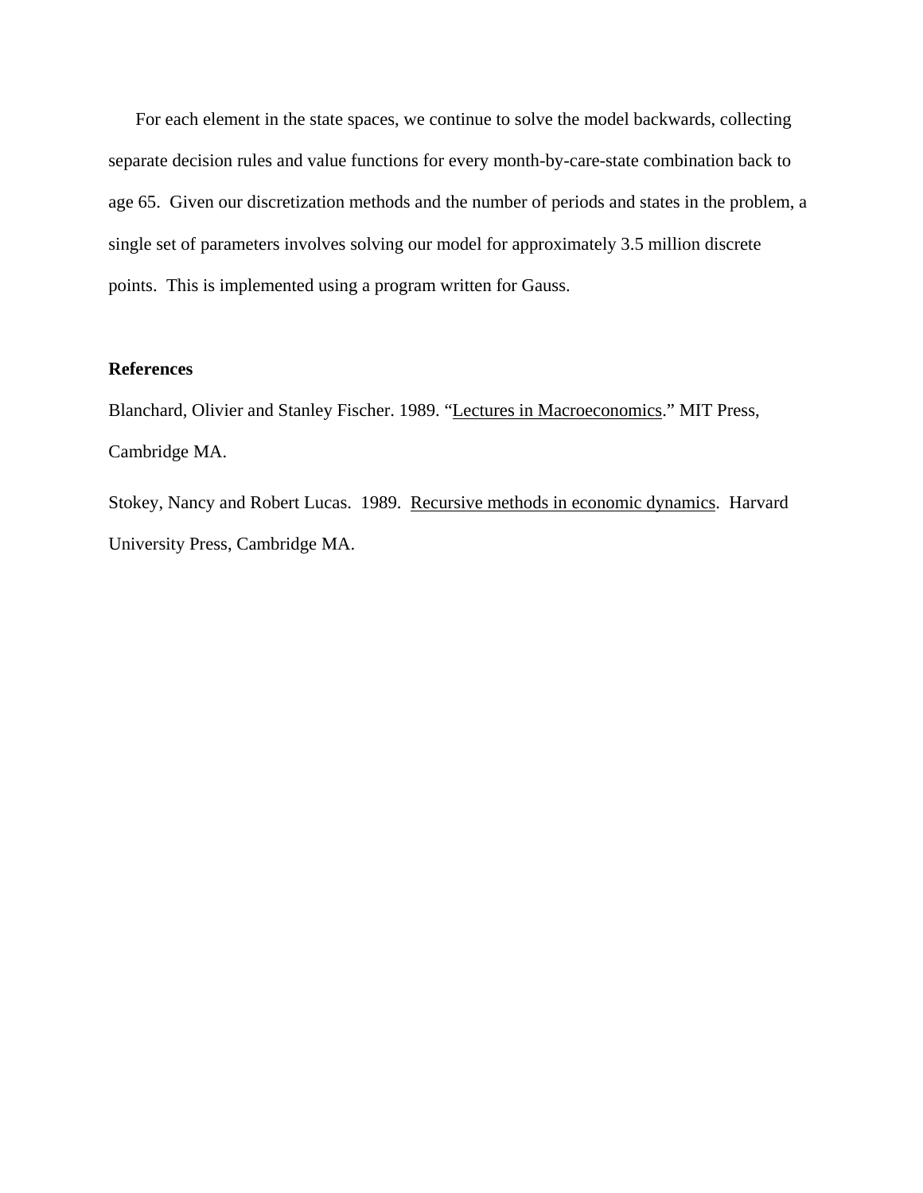For each element in the state spaces, we continue to solve the model backwards, collecting separate decision rules and value functions for every month-by-care-state combination back to age 65. Given our discretization methods and the number of periods and states in the problem, a single set of parameters involves solving our model for approximately 3.5 million discrete points. This is implemented using a program written for Gauss.

**References**

Blanchard, Olivier and Stanley Fischer. 1989. "Lectures in Macroeconomics." MIT Press, Cambridge MA.

Stokey, Nancy and Robert Lucas. 1989. Recursive methods in economic dynamics. Harvard University Press, Cambridge MA.